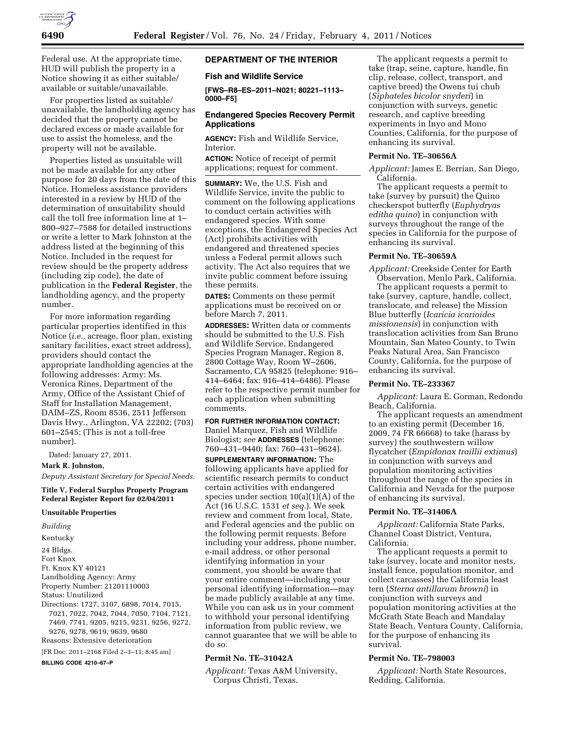Federal use. At the appropriate time, HUD will publish the property in a Notice showing it as either suitable/available or suitable/unavailable.

For properties listed as suitable/unavailable, the landholding agency has decided that the property cannot be declared excess or made available for use to assist the homeless, and the property will not be available.

Properties listed as unsuitable will not be made available for any other purpose for 20 days from the date of this Notice. Homeless assistance providers interested in a review by HUD of the determination of unsuitability should call the toll free information line at 1–800–927–7588 for detailed instructions or write a letter to Mark Johnston at the address listed at the beginning of this Notice. Included in the request for review should be the property address (including zip code), the date of publication in the **Federal Register**, the landholding agency, and the property number.

For more information regarding particular properties identified in this Notice (*i.e.,* acreage, floor plan, existing sanitary facilities, exact street address), providers should contact the appropriate landholding agencies at the following addresses: Army: Ms. Veronica Rines, Department of the Army, Office of the Assistant Chief of Staff for Installation Management, DAIM–ZS, Room 8536, 2511 Jefferson Davis Hwy., Arlington, VA 22202; (703) 601–2545; (This is not a toll-free number).

Dated: January 27, 2011.

**Mark R. Johnston,**

*Deputy Assistant Secretary for Special Needs.*

**Title V, Federal Surplus Property Program Federal Register Report for 02/04/2011**

**Unsuitable Properties**

*Building*

Kentucky

24 Bldgs.
Fort Knox
Ft. Knox KY 40121
Landholding Agency: Army
Property Number: 21201110003
Status: Unutilized
Directions: 1727, 3107, 6898, 7014, 7015, 7021, 7022, 7042, 7044, 7050, 7104, 7121, 7469, 7741, 9205, 9215, 9231, 9256, 9272, 9276, 9278, 9619, 9639, 9680
Reasons: Extensive deterioration

[FR Doc. 2011–2168 Filed 2–3–11; 8:45 am]

**BILLING CODE 4210–67–P**

## DEPARTMENT OF THE INTERIOR

### Fish and Wildlife Service

**[FWS–R8–ES–2011–N021; 80221–1113–0000–F5]**

### Endangered Species Recovery Permit Applications

**AGENCY:** Fish and Wildlife Service, Interior.

**ACTION:** Notice of receipt of permit applications; request for comment.

**SUMMARY:** We, the U.S. Fish and Wildlife Service, invite the public to comment on the following applications to conduct certain activities with endangered species. With some exceptions, the Endangered Species Act (Act) prohibits activities with endangered and threatened species unless a Federal permit allows such activity. The Act also requires that we invite public comment before issuing these permits.

**DATES:** Comments on these permit applications must be received on or before March 7, 2011.

**ADDRESSES:** Written data or comments should be submitted to the U.S. Fish and Wildlife Service, Endangered Species Program Manager, Region 8, 2800 Cottage Way, Room W–2606, Sacramento, CA 95825 (telephone: 916–414–6464; fax: 916–414–6486). Please refer to the respective permit number for each application when submitting comments.

**FOR FURTHER INFORMATION CONTACT:** Daniel Marquez, Fish and Wildlife Biologist; *see* **ADDRESSES** (telephone: 760–431–9440; fax: 760–431–9624).

**SUPPLEMENTARY INFORMATION:** The following applicants have applied for scientific research permits to conduct certain activities with endangered species under section 10(a)(1)(A) of the Act (16 U.S.C. 1531 *et seq.*). We seek review and comment from local, State, and Federal agencies and the public on the following permit requests. Before including your address, phone number, e-mail address, or other personal identifying information in your comment, you should be aware that your entire comment—including your personal identifying information—may be made publicly available at any time. While you can ask us in your comment to withhold your personal identifying information from public review, we cannot guarantee that we will be able to do so.

#### Permit No. TE–31042A

*Applicant:* Texas A&M University, Corpus Christi, Texas.

The applicant requests a permit to take (trap, seine, capture, handle, fin clip, release, collect, transport, and captive breed) the Owens tui chub (*Siphateles bicolor snyderi*) in conjunction with surveys, genetic research, and captive breeding experiments in Inyo and Mono Counties, California, for the purpose of enhancing its survival.

#### Permit No. TE–30656A

*Applicant:* James E. Berrian, San Diego, California.

The applicant requests a permit to take (survey by pursuit) the Quino checkerspot butterfly (*Euphydryas editha quino*) in conjunction with surveys throughout the range of the species in California for the purpose of enhancing its survival.

#### Permit No. TE–30659A

*Applicant:* Creekside Center for Earth Observation, Menlo Park, California.

The applicant requests a permit to take (survey, capture, handle, collect, translocate, and release) the Mission Blue butterfly (*Icaricia icarioides missionensis*) in conjunction with translocation activities from San Bruno Mountain, San Mateo County, to Twin Peaks Natural Area, San Francisco County, California, for the purpose of enhancing its survival.

#### Permit No. TE–233367

*Applicant:* Laura E. Gorman, Redondo Beach, California.

The applicant requests an amendment to an existing permit (December 16, 2009, 74 FR 66668) to take (harass by survey) the southwestern willow flycatcher (*Empidonax traillii extimus*) in conjunction with surveys and population monitoring activities throughout the range of the species in California and Nevada for the purpose of enhancing its survival.

#### Permit No. TE–31406A

*Applicant:* California State Parks, Channel Coast District, Ventura, California.

The applicant requests a permit to take (survey, locate and monitor nests, install fence, population monitor, and collect carcasses) the California least tern (*Sterna antillarum browni*) in conjunction with surveys and population monitoring activities at the McGrath State Beach and Mandalay State Beach, Ventura County, California, for the purpose of enhancing its survival.

#### Permit No. TE–798003

*Applicant:* North State Resources, Redding, California.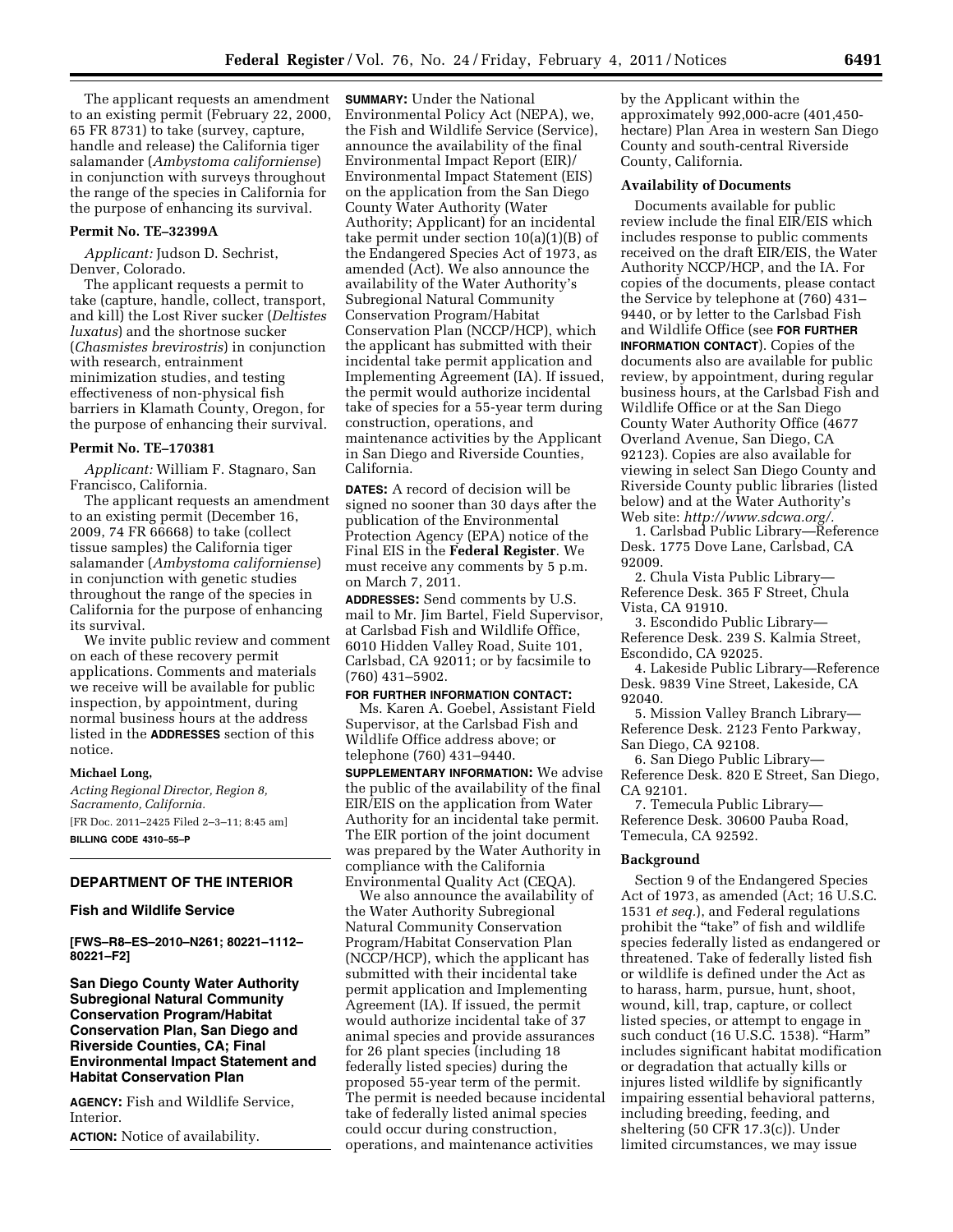The applicant requests an amendment to an existing permit (February 22, 2000, 65 FR 8731) to take (survey, capture, handle and release) the California tiger salamander (*Ambystoma californiense*) in conjunction with surveys throughout the range of the species in California for the purpose of enhancing its survival.

### Permit No. TE–32399A

*Applicant:* Judson D. Sechrist, Denver, Colorado.

The applicant requests a permit to take (capture, handle, collect, transport, and kill) the Lost River sucker (*Deltistes luxatus*) and the shortnose sucker (*Chasmistes brevirostris*) in conjunction with research, entrainment minimization studies, and testing effectiveness of non-physical fish barriers in Klamath County, Oregon, for the purpose of enhancing their survival.

### Permit No. TE–170381

*Applicant:* William F. Stagnaro, San Francisco, California.

The applicant requests an amendment to an existing permit (December 16, 2009, 74 FR 66668) to take (collect tissue samples) the California tiger salamander (*Ambystoma californiense*) in conjunction with genetic studies throughout the range of the species in California for the purpose of enhancing its survival.

We invite public review and comment on each of these recovery permit applications. Comments and materials we receive will be available for public inspection, by appointment, during normal business hours at the address listed in the **ADDRESSES** section of this notice.

**Michael Long,**

*Acting Regional Director, Region 8, Sacramento, California.*

[FR Doc. 2011–2425 Filed 2–3–11; 8:45 am]

**BILLING CODE 4310–55–P**

---

## DEPARTMENT OF THE INTERIOR

### Fish and Wildlife Service

**[FWS–R8–ES–2010–N261; 80221–1112–80221–F2]**

## San Diego County Water Authority Subregional Natural Community Conservation Program/Habitat Conservation Plan, San Diego and Riverside Counties, CA; Final Environmental Impact Statement and Habitat Conservation Plan

**AGENCY:** Fish and Wildlife Service, Interior.

**ACTION:** Notice of availability.

---

**SUMMARY:** Under the National Environmental Policy Act (NEPA), we, the Fish and Wildlife Service (Service), announce the availability of the final Environmental Impact Report (EIR)/Environmental Impact Statement (EIS) on the application from the San Diego County Water Authority (Water Authority; Applicant) for an incidental take permit under section 10(a)(1)(B) of the Endangered Species Act of 1973, as amended (Act). We also announce the availability of the Water Authority's Subregional Natural Community Conservation Program/Habitat Conservation Plan (NCCP/HCP), which the applicant has submitted with their incidental take permit application and Implementing Agreement (IA). If issued, the permit would authorize incidental take of species for a 55-year term during construction, operations, and maintenance activities by the Applicant in San Diego and Riverside Counties, California.

**DATES:** A record of decision will be signed no sooner than 30 days after the publication of the Environmental Protection Agency (EPA) notice of the Final EIS in the **Federal Register**. We must receive any comments by 5 p.m. on March 7, 2011.

**ADDRESSES:** Send comments by U.S. mail to Mr. Jim Bartel, Field Supervisor, at Carlsbad Fish and Wildlife Office, 6010 Hidden Valley Road, Suite 101, Carlsbad, CA 92011; or by facsimile to (760) 431–5902.

**FOR FURTHER INFORMATION CONTACT:** Ms. Karen A. Goebel, Assistant Field Supervisor, at the Carlsbad Fish and Wildlife Office address above; or telephone (760) 431–9440.

**SUPPLEMENTARY INFORMATION:** We advise the public of the availability of the final EIR/EIS on the application from Water Authority for an incidental take permit. The EIR portion of the joint document was prepared by the Water Authority in compliance with the California Environmental Quality Act (CEQA).

We also announce the availability of the Water Authority Subregional Natural Community Conservation Program/Habitat Conservation Plan (NCCP/HCP), which the applicant has submitted with their incidental take permit application and Implementing Agreement (IA). If issued, the permit would authorize incidental take of 37 animal species and provide assurances for 26 plant species (including 18 federally listed species) during the proposed 55-year term of the permit. The permit is needed because incidental take of federally listed animal species could occur during construction, operations, and maintenance activities by the Applicant within the approximately 992,000-acre (401,450-hectare) Plan Area in western San Diego County and south-central Riverside County, California.

### Availability of Documents

Documents available for public review include the final EIR/EIS which includes response to public comments received on the draft EIR/EIS, the Water Authority NCCP/HCP, and the IA. For copies of the documents, please contact the Service by telephone at (760) 431–9440, or by letter to the Carlsbad Fish and Wildlife Office (see **FOR FURTHER INFORMATION CONTACT**). Copies of the documents also are available for public review, by appointment, during regular business hours, at the Carlsbad Fish and Wildlife Office or at the San Diego County Water Authority Office (4677 Overland Avenue, San Diego, CA 92123). Copies are also available for viewing in select San Diego County and Riverside County public libraries (listed below) and at the Water Authority's Web site: *http://www.sdcwa.org/.*

1. Carlsbad Public Library—Reference Desk. 1775 Dove Lane, Carlsbad, CA 92009.
2. Chula Vista Public Library—Reference Desk. 365 F Street, Chula Vista, CA 91910.
3. Escondido Public Library—Reference Desk. 239 S. Kalmia Street, Escondido, CA 92025.
4. Lakeside Public Library—Reference Desk. 9839 Vine Street, Lakeside, CA 92040.
5. Mission Valley Branch Library—Reference Desk. 2123 Fento Parkway, San Diego, CA 92108.
6. San Diego Public Library—Reference Desk. 820 E Street, San Diego, CA 92101.
7. Temecula Public Library—Reference Desk. 30600 Pauba Road, Temecula, CA 92592.

### Background

Section 9 of the Endangered Species Act of 1973, as amended (Act; 16 U.S.C. 1531 *et seq.*), and Federal regulations prohibit the "take" of fish and wildlife species federally listed as endangered or threatened. Take of federally listed fish or wildlife is defined under the Act as to harass, harm, pursue, hunt, shoot, wound, kill, trap, capture, or collect listed species, or attempt to engage in such conduct (16 U.S.C. 1538). "Harm" includes significant habitat modification or degradation that actually kills or injures listed wildlife by significantly impairing essential behavioral patterns, including breeding, feeding, and sheltering (50 CFR 17.3(c)). Under limited circumstances, we may issue